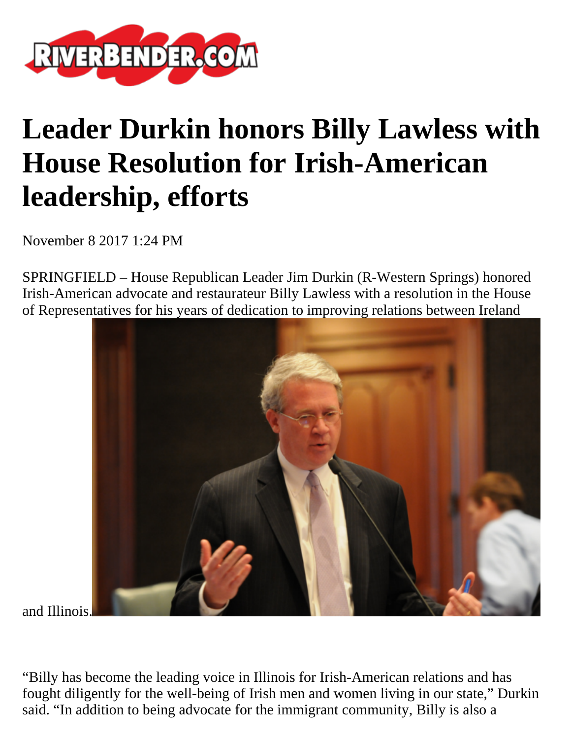# Leader Durkin honors Billy Lawless with House Resolution for Irish-American leadership, efforts

November 8 2017 1:24 PM

SPRINGFIELD – House Republican Leader Jim Durkin (R-Western Springs) honored Irish-American advocate and restaurateur Billy Lawless with a resolution in the House of Representatives for his years of dedication to improving relations between Ireland and Illinois.

"Billy has become the leading voice in Illinois for Irish-American relations and has fought diligently for the well-being of Irish men and women living in our state," Durkin said. "In addition to being advocate for the immigrant community, Billy is also a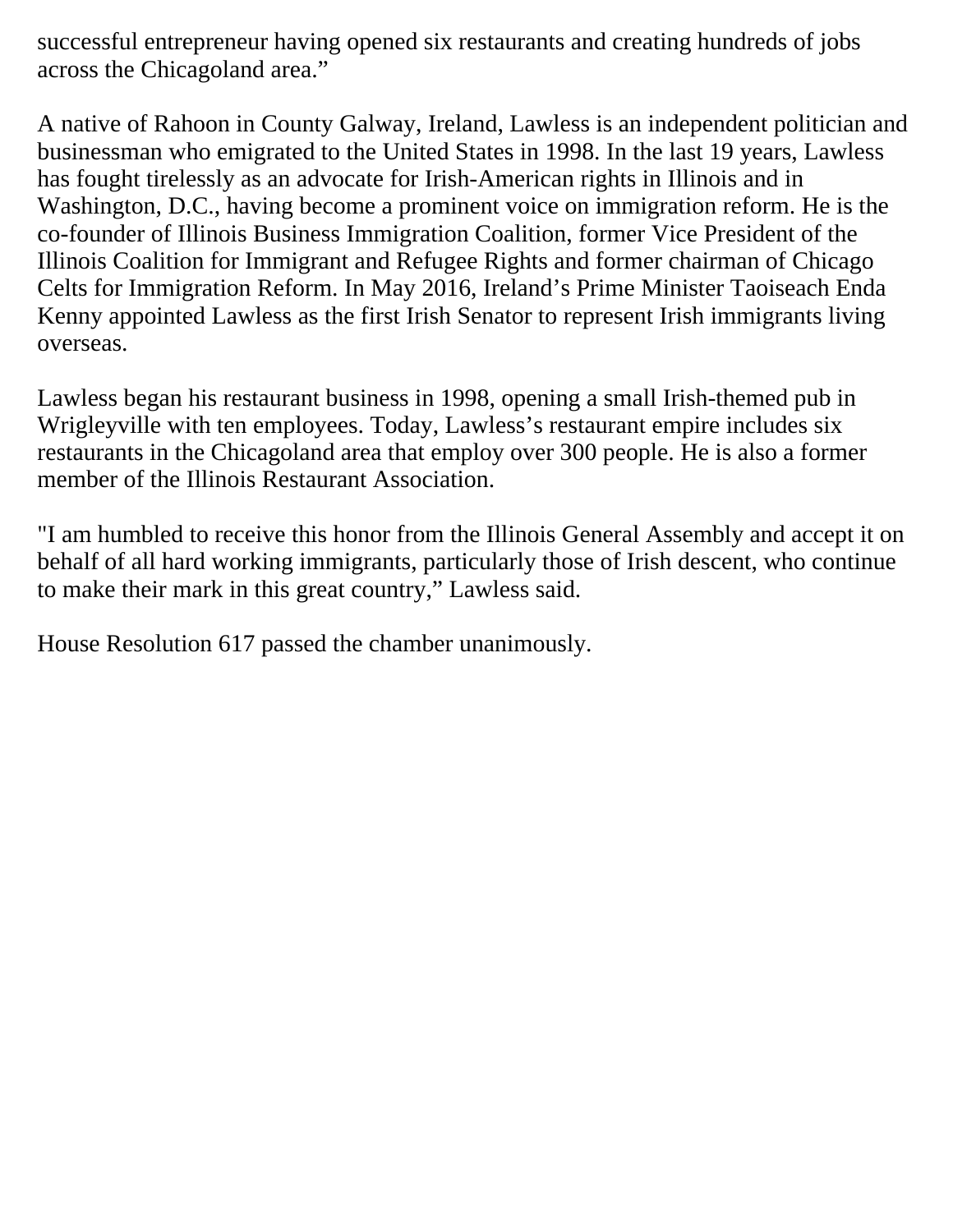successful entrepreneur having opened six restaurants and creating hundreds of jobs across the Chicagoland area."

A native of Rahoon in County Galway, Ireland, Lawless is an independent politician and businessman who emigrated to the United States in 1998. In the last 19 years, Lawless has fought tirelessly as an advocate for Irish-American rights in Illinois and in Washington, D.C., having become a prominent voice on immigration reform. He is the co-founder of Illinois Business Immigration Coalition, former Vice President of the Illinois Coalition for Immigrant and Refugee Rights and former chairman of Chicago Celts for Immigration Reform. In May 2016, Ireland's Prime Minister Taoiseach Enda Kenny appointed Lawless as the first Irish Senator to represent Irish immigrants living overseas.

Lawless began his restaurant business in 1998, opening a small Irish-themed pub in Wrigleyville with ten employees. Today, Lawless's restaurant empire includes six restaurants in the Chicagoland area that employ over 300 people. He is also a former member of the Illinois Restaurant Association.

"I am humbled to receive this honor from the Illinois General Assembly and accept it on behalf of all hard working immigrants, particularly those of Irish descent, who continue to make their mark in this great country," Lawless said.

House Resolution 617 passed the chamber unanimously.